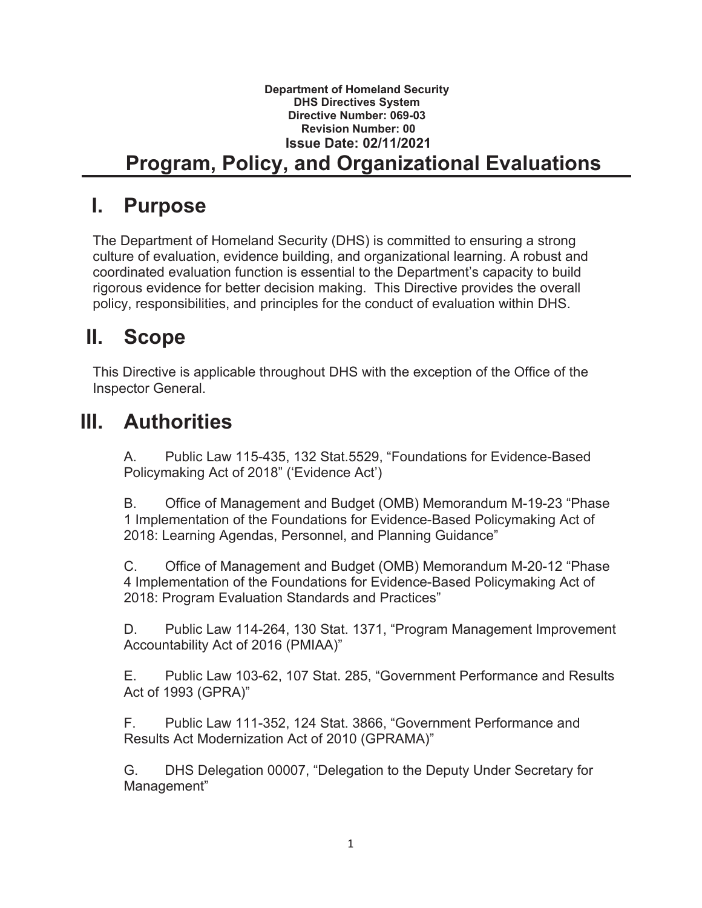**Department of Homeland Security**
**DHS Directives System**
**Directive Number: 069-03**
**Revision Number: 00**
**Issue Date: 02/11/2021**

# Program, Policy, and Organizational Evaluations

## I. Purpose

The Department of Homeland Security (DHS) is committed to ensuring a strong culture of evaluation, evidence building, and organizational learning. A robust and coordinated evaluation function is essential to the Department's capacity to build rigorous evidence for better decision making. This Directive provides the overall policy, responsibilities, and principles for the conduct of evaluation within DHS.

## II. Scope

This Directive is applicable throughout DHS with the exception of the Office of the Inspector General.

## III. Authorities

A. Public Law 115-435, 132 Stat.5529, "Foundations for Evidence-Based Policymaking Act of 2018" ('Evidence Act')

B. Office of Management and Budget (OMB) Memorandum M-19-23 "Phase 1 Implementation of the Foundations for Evidence-Based Policymaking Act of 2018: Learning Agendas, Personnel, and Planning Guidance"

C. Office of Management and Budget (OMB) Memorandum M-20-12 "Phase 4 Implementation of the Foundations for Evidence-Based Policymaking Act of 2018: Program Evaluation Standards and Practices"

D. Public Law 114-264, 130 Stat. 1371, "Program Management Improvement Accountability Act of 2016 (PMIAA)"

E. Public Law 103-62, 107 Stat. 285, "Government Performance and Results Act of 1993 (GPRA)"

F. Public Law 111-352, 124 Stat. 3866, "Government Performance and Results Act Modernization Act of 2010 (GPRAMA)"

G. DHS Delegation 00007, "Delegation to the Deputy Under Secretary for Management"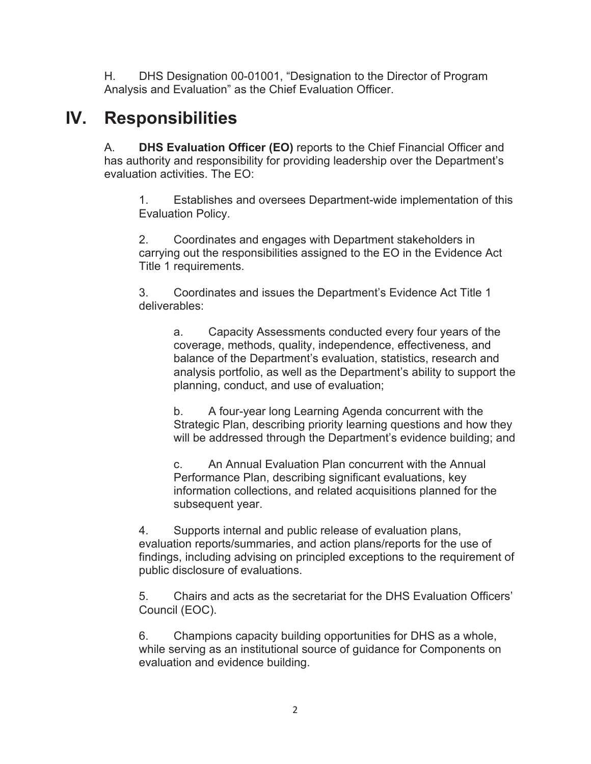H. DHS Designation 00-01001, "Designation to the Director of Program Analysis and Evaluation" as the Chief Evaluation Officer.

# IV. Responsibilities

A. **DHS Evaluation Officer (EO)** reports to the Chief Financial Officer and has authority and responsibility for providing leadership over the Department's evaluation activities. The EO:

1. Establishes and oversees Department-wide implementation of this Evaluation Policy.

2. Coordinates and engages with Department stakeholders in carrying out the responsibilities assigned to the EO in the Evidence Act Title 1 requirements.

3. Coordinates and issues the Department's Evidence Act Title 1 deliverables:

   a. Capacity Assessments conducted every four years of the coverage, methods, quality, independence, effectiveness, and balance of the Department's evaluation, statistics, research and analysis portfolio, as well as the Department's ability to support the planning, conduct, and use of evaluation;

   b. A four-year long Learning Agenda concurrent with the Strategic Plan, describing priority learning questions and how they will be addressed through the Department's evidence building; and

   c. An Annual Evaluation Plan concurrent with the Annual Performance Plan, describing significant evaluations, key information collections, and related acquisitions planned for the subsequent year.

4. Supports internal and public release of evaluation plans, evaluation reports/summaries, and action plans/reports for the use of findings, including advising on principled exceptions to the requirement of public disclosure of evaluations.

5. Chairs and acts as the secretariat for the DHS Evaluation Officers' Council (EOC).

6. Champions capacity building opportunities for DHS as a whole, while serving as an institutional source of guidance for Components on evaluation and evidence building.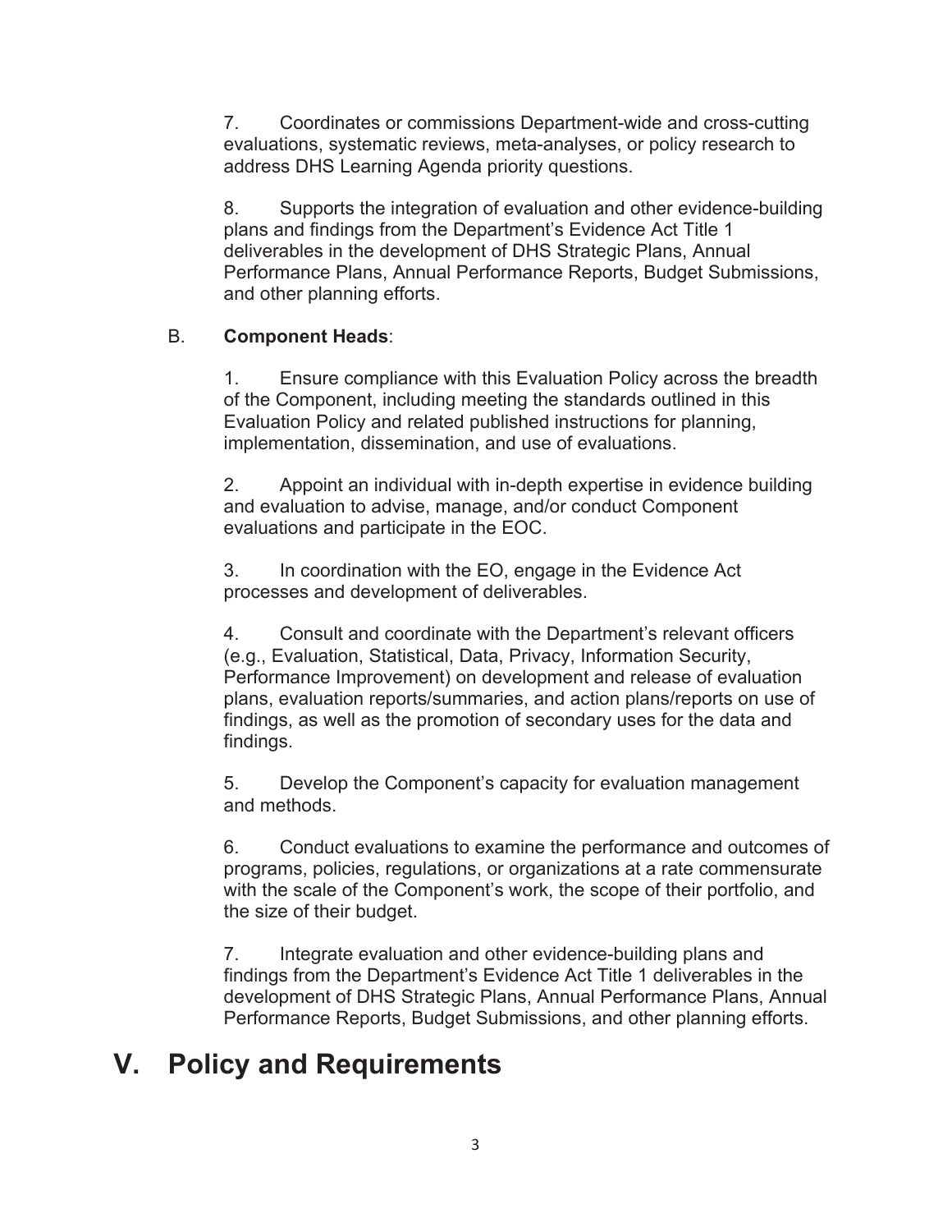7. Coordinates or commissions Department-wide and cross-cutting evaluations, systematic reviews, meta-analyses, or policy research to address DHS Learning Agenda priority questions.

8. Supports the integration of evaluation and other evidence-building plans and findings from the Department's Evidence Act Title 1 deliverables in the development of DHS Strategic Plans, Annual Performance Plans, Annual Performance Reports, Budget Submissions, and other planning efforts.

B. **Component Heads**:

1. Ensure compliance with this Evaluation Policy across the breadth of the Component, including meeting the standards outlined in this Evaluation Policy and related published instructions for planning, implementation, dissemination, and use of evaluations.

2. Appoint an individual with in-depth expertise in evidence building and evaluation to advise, manage, and/or conduct Component evaluations and participate in the EOC.

3. In coordination with the EO, engage in the Evidence Act processes and development of deliverables.

4. Consult and coordinate with the Department's relevant officers (e.g., Evaluation, Statistical, Data, Privacy, Information Security, Performance Improvement) on development and release of evaluation plans, evaluation reports/summaries, and action plans/reports on use of findings, as well as the promotion of secondary uses for the data and findings.

5. Develop the Component's capacity for evaluation management and methods.

6. Conduct evaluations to examine the performance and outcomes of programs, policies, regulations, or organizations at a rate commensurate with the scale of the Component's work, the scope of their portfolio, and the size of their budget.

7. Integrate evaluation and other evidence-building plans and findings from the Department's Evidence Act Title 1 deliverables in the development of DHS Strategic Plans, Annual Performance Plans, Annual Performance Reports, Budget Submissions, and other planning efforts.

# V. Policy and Requirements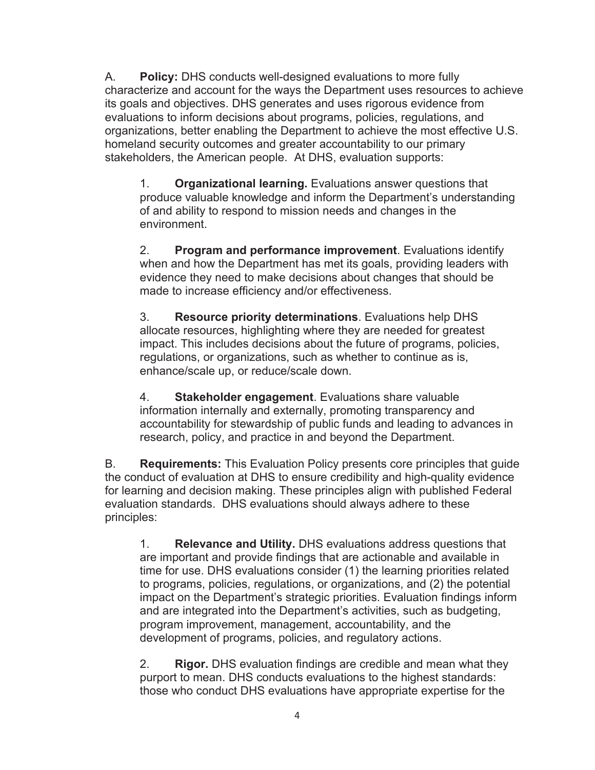A. **Policy:** DHS conducts well-designed evaluations to more fully characterize and account for the ways the Department uses resources to achieve its goals and objectives. DHS generates and uses rigorous evidence from evaluations to inform decisions about programs, policies, regulations, and organizations, better enabling the Department to achieve the most effective U.S. homeland security outcomes and greater accountability to our primary stakeholders, the American people. At DHS, evaluation supports:

1. **Organizational learning.** Evaluations answer questions that produce valuable knowledge and inform the Department's understanding of and ability to respond to mission needs and changes in the environment.

2. **Program and performance improvement**. Evaluations identify when and how the Department has met its goals, providing leaders with evidence they need to make decisions about changes that should be made to increase efficiency and/or effectiveness.

3. **Resource priority determinations**. Evaluations help DHS allocate resources, highlighting where they are needed for greatest impact. This includes decisions about the future of programs, policies, regulations, or organizations, such as whether to continue as is, enhance/scale up, or reduce/scale down.

4. **Stakeholder engagement**. Evaluations share valuable information internally and externally, promoting transparency and accountability for stewardship of public funds and leading to advances in research, policy, and practice in and beyond the Department.

B. **Requirements:** This Evaluation Policy presents core principles that guide the conduct of evaluation at DHS to ensure credibility and high-quality evidence for learning and decision making. These principles align with published Federal evaluation standards. DHS evaluations should always adhere to these principles:

1. **Relevance and Utility.** DHS evaluations address questions that are important and provide findings that are actionable and available in time for use. DHS evaluations consider (1) the learning priorities related to programs, policies, regulations, or organizations, and (2) the potential impact on the Department's strategic priorities. Evaluation findings inform and are integrated into the Department's activities, such as budgeting, program improvement, management, accountability, and the development of programs, policies, and regulatory actions.

2. **Rigor.** DHS evaluation findings are credible and mean what they purport to mean. DHS conducts evaluations to the highest standards: those who conduct DHS evaluations have appropriate expertise for the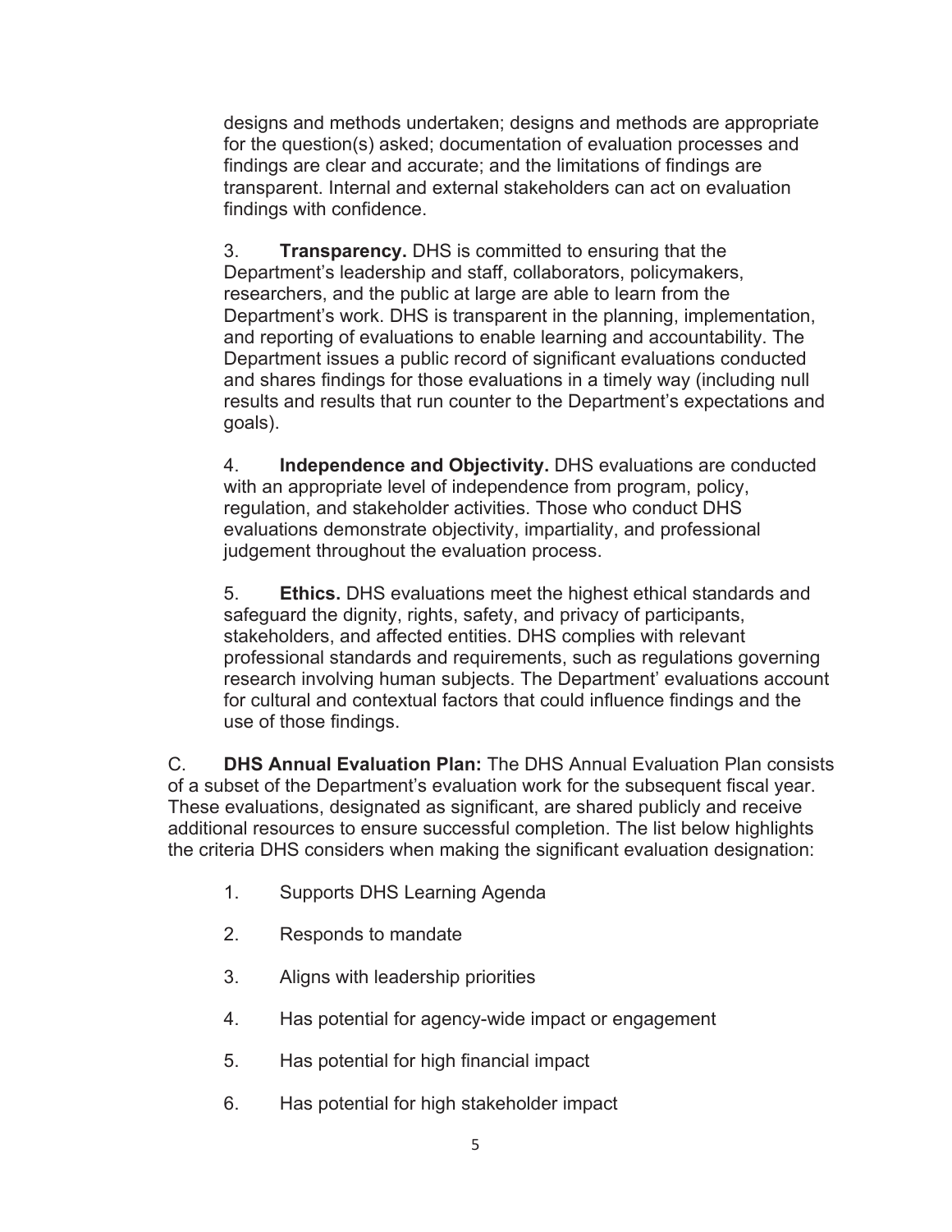designs and methods undertaken; designs and methods are appropriate for the question(s) asked; documentation of evaluation processes and findings are clear and accurate; and the limitations of findings are transparent. Internal and external stakeholders can act on evaluation findings with confidence.

3. **Transparency.** DHS is committed to ensuring that the Department's leadership and staff, collaborators, policymakers, researchers, and the public at large are able to learn from the Department's work. DHS is transparent in the planning, implementation, and reporting of evaluations to enable learning and accountability. The Department issues a public record of significant evaluations conducted and shares findings for those evaluations in a timely way (including null results and results that run counter to the Department's expectations and goals).

4. **Independence and Objectivity.** DHS evaluations are conducted with an appropriate level of independence from program, policy, regulation, and stakeholder activities. Those who conduct DHS evaluations demonstrate objectivity, impartiality, and professional judgement throughout the evaluation process.

5. **Ethics.** DHS evaluations meet the highest ethical standards and safeguard the dignity, rights, safety, and privacy of participants, stakeholders, and affected entities. DHS complies with relevant professional standards and requirements, such as regulations governing research involving human subjects. The Department' evaluations account for cultural and contextual factors that could influence findings and the use of those findings.

C. **DHS Annual Evaluation Plan:** The DHS Annual Evaluation Plan consists of a subset of the Department's evaluation work for the subsequent fiscal year. These evaluations, designated as significant, are shared publicly and receive additional resources to ensure successful completion. The list below highlights the criteria DHS considers when making the significant evaluation designation:

1. Supports DHS Learning Agenda
2. Responds to mandate
3. Aligns with leadership priorities
4. Has potential for agency-wide impact or engagement
5. Has potential for high financial impact
6. Has potential for high stakeholder impact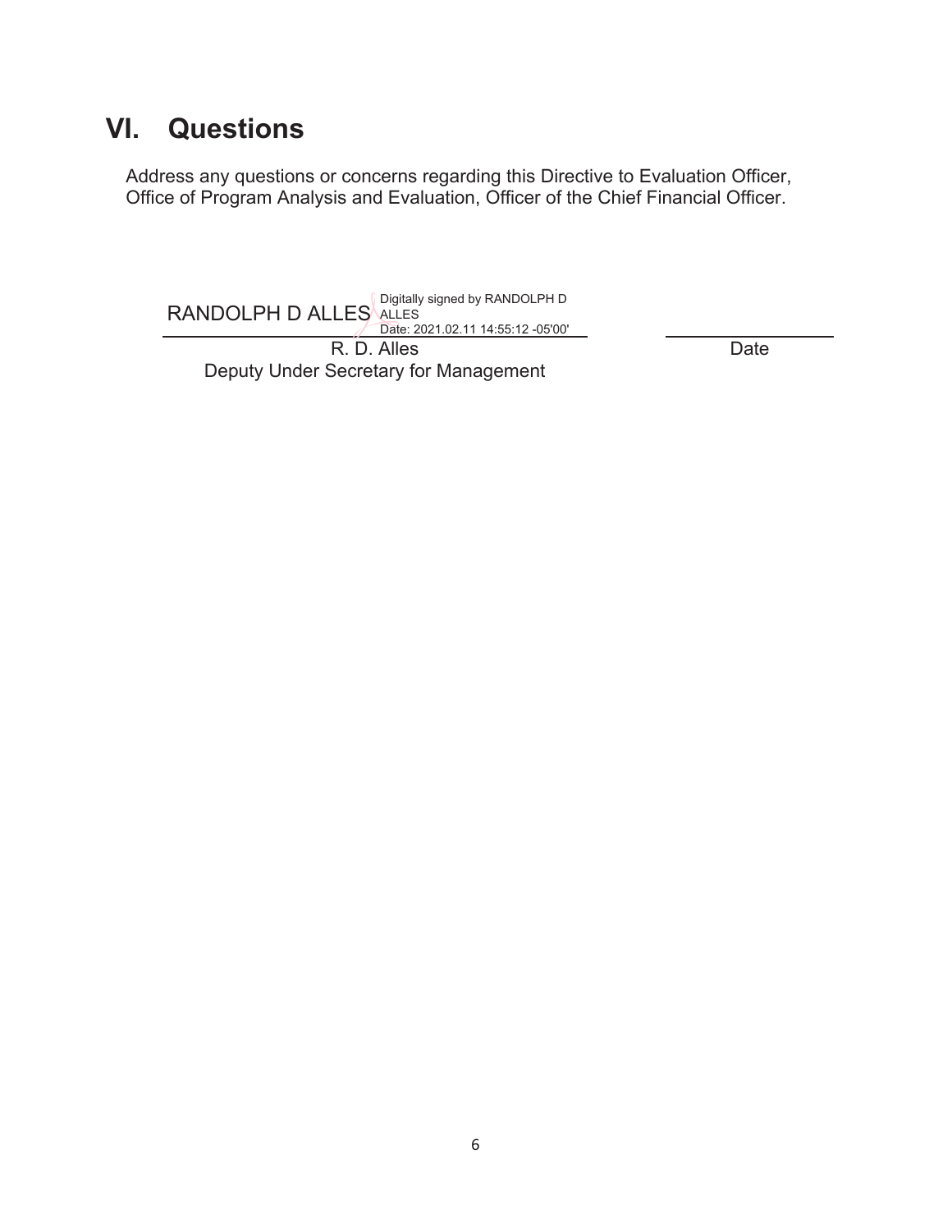# VI. Questions

Address any questions or concerns regarding this Directive to Evaluation Officer, Office of Program Analysis and Evaluation, Officer of the Chief Financial Officer.

RANDOLPH D ALLES Digitally signed by RANDOLPH D ALLES Date: 2021.02.11 14:55:12 -05'00'

R. D. Alles
Deputy Under Secretary for Management

Date